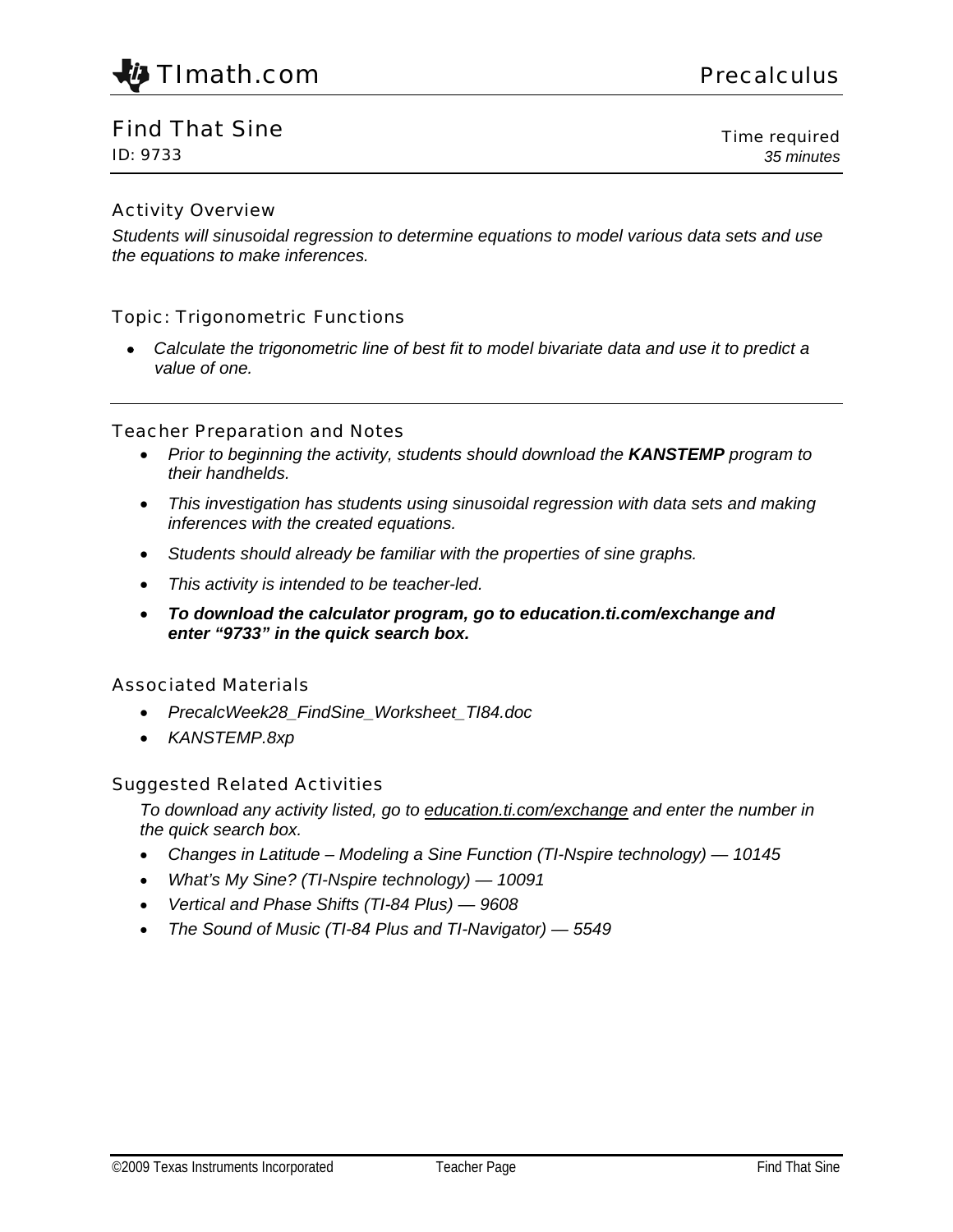TImath.com Precalculus

# Find That Sine

ID: 9733

Time required
*35 minutes*

## Activity Overview

*Students will sinusoidal regression to determine equations to model various data sets and use the equations to make inferences.*

## Topic: Trigonometric Functions

- *Calculate the trigonometric line of best fit to model bivariate data and use it to predict a value of one.*

## Teacher Preparation and Notes

- *Prior to beginning the activity, students should download the **KANSTEMP** program to their handhelds.*
- *This investigation has students using sinusoidal regression with data sets and making inferences with the created equations.*
- *Students should already be familiar with the properties of sine graphs.*
- *This activity is intended to be teacher-led.*
- ***To download the calculator program, go to education.ti.com/exchange and enter "9733" in the quick search box.***

## Associated Materials

- *PrecalcWeek28_FindSine_Worksheet_TI84.doc*
- *KANSTEMP.8xp*

## Suggested Related Activities

*To download any activity listed, go to education.ti.com/exchange and enter the number in the quick search box.*

- *Changes in Latitude – Modeling a Sine Function (TI-Nspire technology) — 10145*
- *What's My Sine? (TI-Nspire technology) — 10091*
- *Vertical and Phase Shifts (TI-84 Plus) — 9608*
- *The Sound of Music (TI-84 Plus and TI-Navigator) — 5549*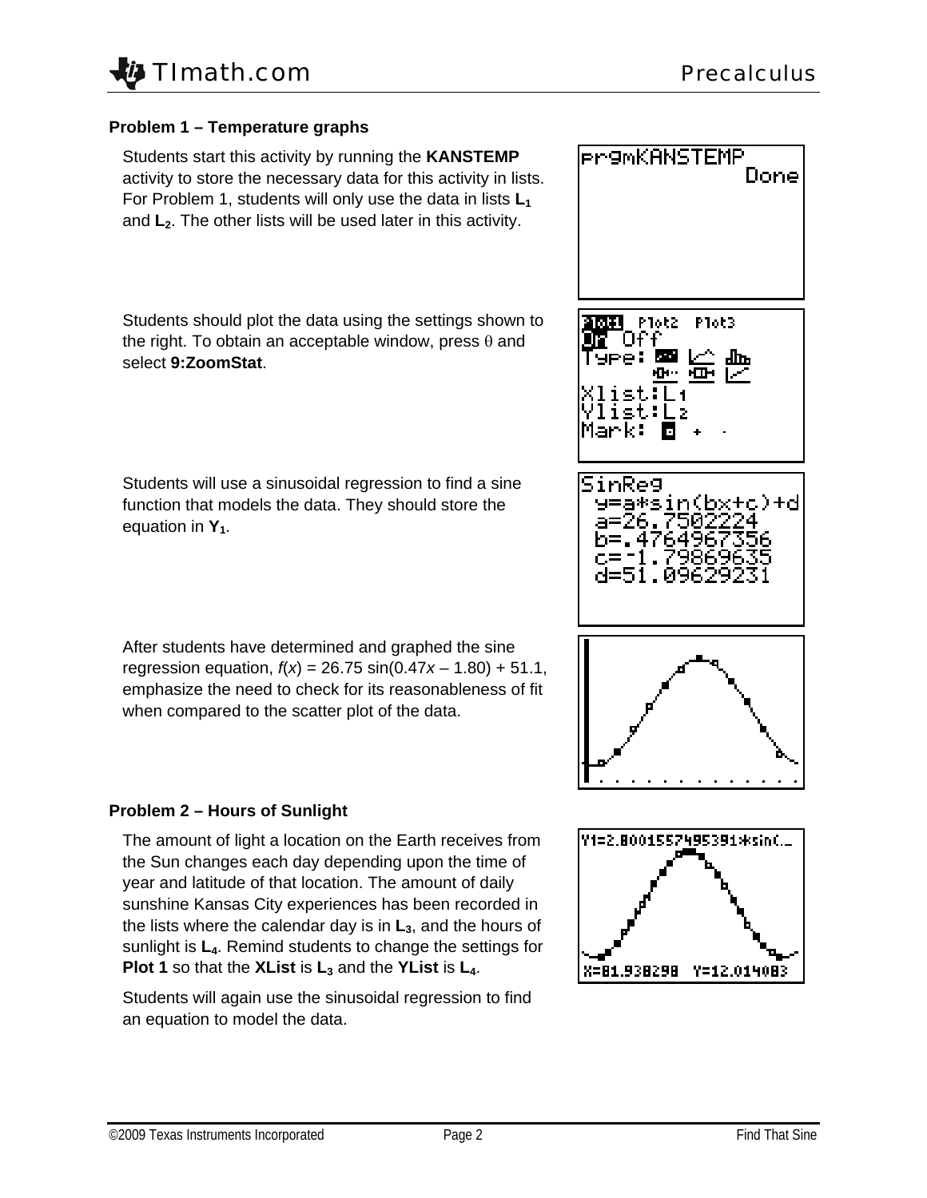### Problem 1 – Temperature graphs

Students start this activity by running the **KANSTEMP** activity to store the necessary data for this activity in lists. For Problem 1, students will only use the data in lists $L_1$ and $L_2$. The other lists will be used later in this activity.

Students should plot the data using the settings shown to the right. To obtain an acceptable window, press θ and select **9:ZoomStat**.

Students will use a sinusoidal regression to find a sine function that models the data. They should store the equation in $Y_1$.

After students have determined and graphed the sine regression equation, $f(x) = 26.75 \sin(0.47x - 1.80) + 51.1$, emphasize the need to check for its reasonableness of fit when compared to the scatter plot of the data.

### Problem 2 – Hours of Sunlight

The amount of light a location on the Earth receives from the Sun changes each day depending upon the time of year and latitude of that location. The amount of daily sunshine Kansas City experiences has been recorded in the lists where the calendar day is in $L_3$, and the hours of sunlight is $L_4$. Remind students to change the settings for **Plot 1** so that the **XList** is $L_3$ and the **YList** is $L_4$.

Students will again use the sinusoidal regression to find an equation to model the data.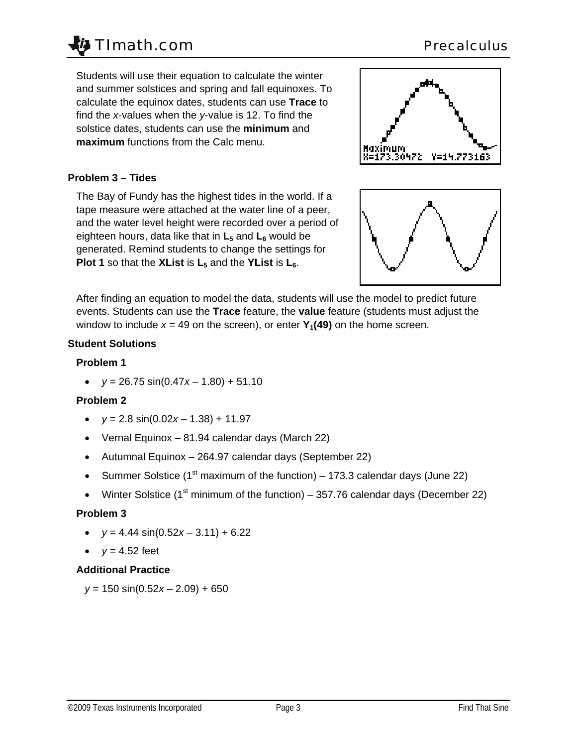Students will use their equation to calculate the winter and summer solstices and spring and fall equinoxes. To calculate the equinox dates, students can use **Trace** to find the $x$-values when the $y$-value is 12. To find the solstice dates, students can use the **minimum** and **maximum** functions from the Calc menu.

Maximum
X=173.30472 Y=14.773163

### Problem 3 – Tides

The Bay of Fundy has the highest tides in the world. If a tape measure were attached at the water line of a peer, and the water level height were recorded over a period of eighteen hours, data like that in $L_5$ and $L_6$ would be generated. Remind students to change the settings for **Plot 1** so that the **XList** is $L_5$ and the **YList** is $L_6$.

After finding an equation to model the data, students will use the model to predict future events. Students can use the **Trace** feature, the **value** feature (students must adjust the window to include $x = 49$ on the screen), or enter **$Y_1$(49)** on the home screen.

### Student Solutions

#### Problem 1

- $y = 26.75 \sin(0.47x - 1.80) + 51.10$

#### Problem 2

- $y = 2.8 \sin(0.02x - 1.38) + 11.97$
- Vernal Equinox – 81.94 calendar days (March 22)
- Autumnal Equinox – 264.97 calendar days (September 22)
- Summer Solstice (1st maximum of the function) – 173.3 calendar days (June 22)
- Winter Solstice (1st minimum of the function) – 357.76 calendar days (December 22)

#### Problem 3

- $y = 4.44 \sin(0.52x - 3.11) + 6.22$
- $y = 4.52$ feet

#### Additional Practice

$y = 150 \sin(0.52x - 2.09) + 650$